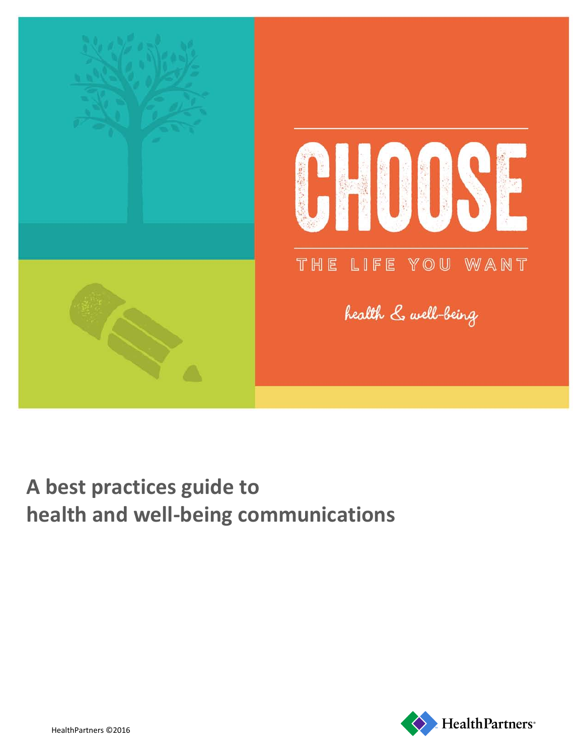# CHOOSE

THE LIFE YOU WANT

*health & well-being*

## A best practices guide to health and well-being communications

HealthPartners ©2016

HealthPartners®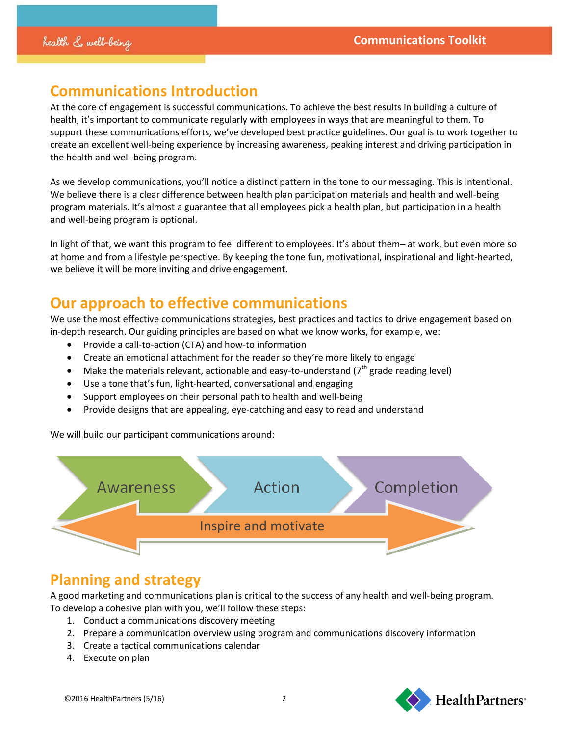## Communications Introduction

At the core of engagement is successful communications. To achieve the best results in building a culture of health, it's important to communicate regularly with employees in ways that are meaningful to them. To support these communications efforts, we've developed best practice guidelines. Our goal is to work together to create an excellent well-being experience by increasing awareness, peaking interest and driving participation in the health and well-being program.

As we develop communications, you'll notice a distinct pattern in the tone to our messaging. This is intentional. We believe there is a clear difference between health plan participation materials and health and well-being program materials. It's almost a guarantee that all employees pick a health plan, but participation in a health and well-being program is optional.

In light of that, we want this program to feel different to employees. It's about them– at work, but even more so at home and from a lifestyle perspective. By keeping the tone fun, motivational, inspirational and light-hearted, we believe it will be more inviting and drive engagement.

## Our approach to effective communications

We use the most effective communications strategies, best practices and tactics to drive engagement based on in-depth research. Our guiding principles are based on what we know works, for example, we:

- Provide a call-to-action (CTA) and how-to information
- Create an emotional attachment for the reader so they're more likely to engage
- Make the materials relevant, actionable and easy-to-understand (7th grade reading level)
- Use a tone that's fun, light-hearted, conversational and engaging
- Support employees on their personal path to health and well-being
- Provide designs that are appealing, eye-catching and easy to read and understand

We will build our participant communications around:

Awareness → Action → Completion

Inspire and motivate

## Planning and strategy

A good marketing and communications plan is critical to the success of any health and well-being program. To develop a cohesive plan with you, we'll follow these steps:

1. Conduct a communications discovery meeting
2. Prepare a communication overview using program and communications discovery information
3. Create a tactical communications calendar
4. Execute on plan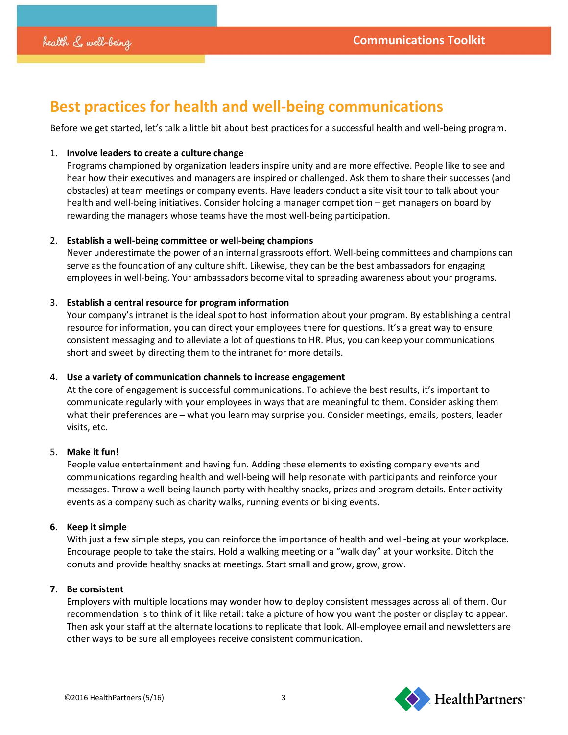# Best practices for health and well-being communications

Before we get started, let's talk a little bit about best practices for a successful health and well-being program.

1. **Involve leaders to create a culture change**
   Programs championed by organization leaders inspire unity and are more effective. People like to see and hear how their executives and managers are inspired or challenged. Ask them to share their successes (and obstacles) at team meetings or company events. Have leaders conduct a site visit tour to talk about your health and well-being initiatives. Consider holding a manager competition – get managers on board by rewarding the managers whose teams have the most well-being participation.

2. **Establish a well-being committee or well-being champions**
   Never underestimate the power of an internal grassroots effort. Well-being committees and champions can serve as the foundation of any culture shift. Likewise, they can be the best ambassadors for engaging employees in well-being. Your ambassadors become vital to spreading awareness about your programs.

3. **Establish a central resource for program information**
   Your company's intranet is the ideal spot to host information about your program. By establishing a central resource for information, you can direct your employees there for questions. It's a great way to ensure consistent messaging and to alleviate a lot of questions to HR. Plus, you can keep your communications short and sweet by directing them to the intranet for more details.

4. **Use a variety of communication channels to increase engagement**
   At the core of engagement is successful communications. To achieve the best results, it's important to communicate regularly with your employees in ways that are meaningful to them. Consider asking them what their preferences are – what you learn may surprise you. Consider meetings, emails, posters, leader visits, etc.

5. **Make it fun!**
   People value entertainment and having fun. Adding these elements to existing company events and communications regarding health and well-being will help resonate with participants and reinforce your messages. Throw a well-being launch party with healthy snacks, prizes and program details. Enter activity events as a company such as charity walks, running events or biking events.

6. **Keep it simple**
   With just a few simple steps, you can reinforce the importance of health and well-being at your workplace. Encourage people to take the stairs. Hold a walking meeting or a "walk day" at your worksite. Ditch the donuts and provide healthy snacks at meetings. Start small and grow, grow, grow.

7. **Be consistent**
   Employers with multiple locations may wonder how to deploy consistent messages across all of them. Our recommendation is to think of it like retail: take a picture of how you want the poster or display to appear. Then ask your staff at the alternate locations to replicate that look. All-employee email and newsletters are other ways to be sure all employees receive consistent communication.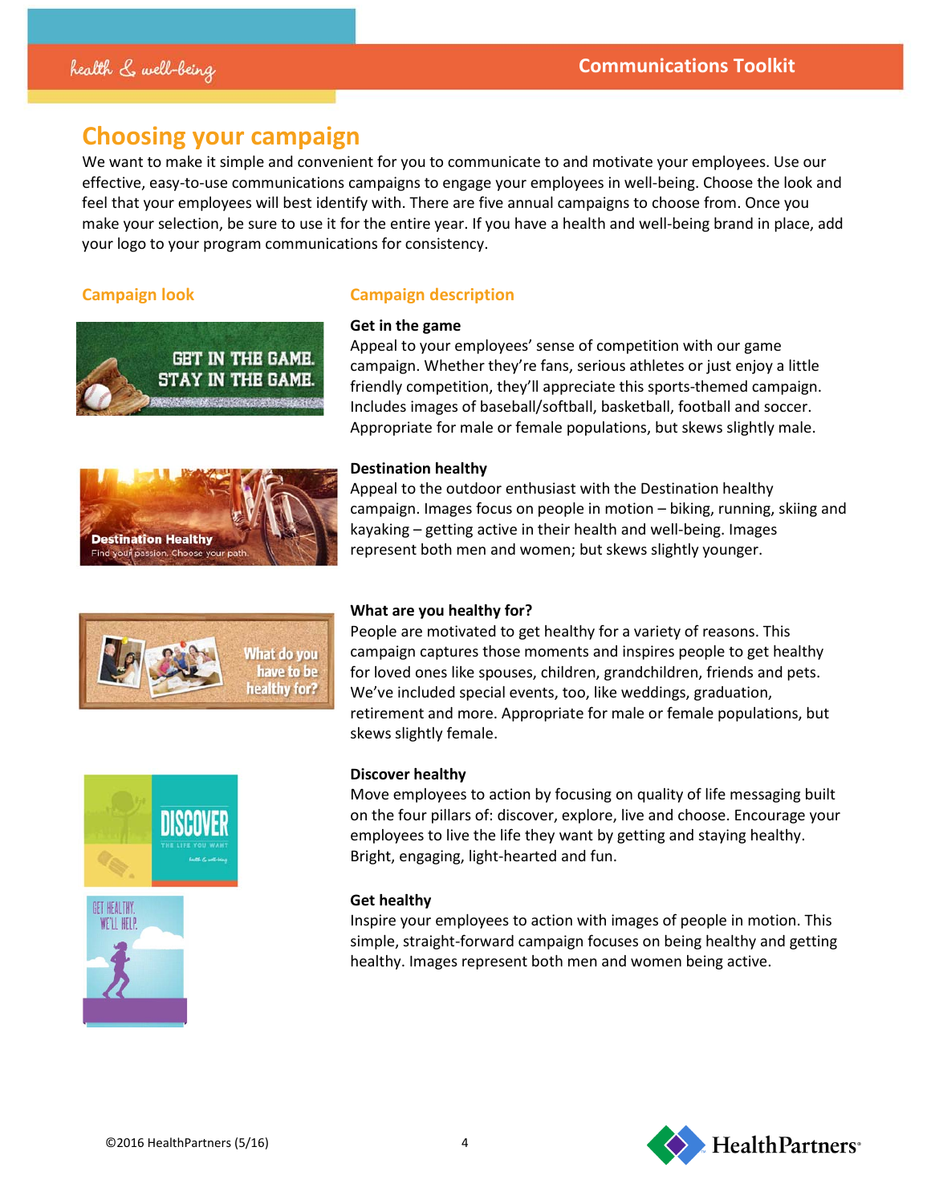## Choosing your campaign

We want to make it simple and convenient for you to communicate to and motivate your employees. Use our effective, easy-to-use communications campaigns to engage your employees in well-being. Choose the look and feel that your employees will best identify with. There are five annual campaigns to choose from. Once you make your selection, be sure to use it for the entire year. If you have a health and well-being brand in place, add your logo to your program communications for consistency.

### Campaign look / Campaign description

**Get in the game**
Appeal to your employees' sense of competition with our game campaign. Whether they're fans, serious athletes or just enjoy a little friendly competition, they'll appreciate this sports-themed campaign. Includes images of baseball/softball, basketball, football and soccer. Appropriate for male or female populations, but skews slightly male.

**Destination healthy**
Appeal to the outdoor enthusiast with the Destination healthy campaign. Images focus on people in motion – biking, running, skiing and kayaking – getting active in their health and well-being. Images represent both men and women; but skews slightly younger.

**What are you healthy for?**
People are motivated to get healthy for a variety of reasons. This campaign captures those moments and inspires people to get healthy for loved ones like spouses, children, grandchildren, friends and pets. We've included special events, too, like weddings, graduation, retirement and more. Appropriate for male or female populations, but skews slightly female.

**Discover healthy**
Move employees to action by focusing on quality of life messaging built on the four pillars of: discover, explore, live and choose. Encourage your employees to live the life they want by getting and staying healthy. Bright, engaging, light-hearted and fun.

**Get healthy**
Inspire your employees to action with images of people in motion. This simple, straight-forward campaign focuses on being healthy and getting healthy. Images represent both men and women being active.

©2016 HealthPartners (5/16)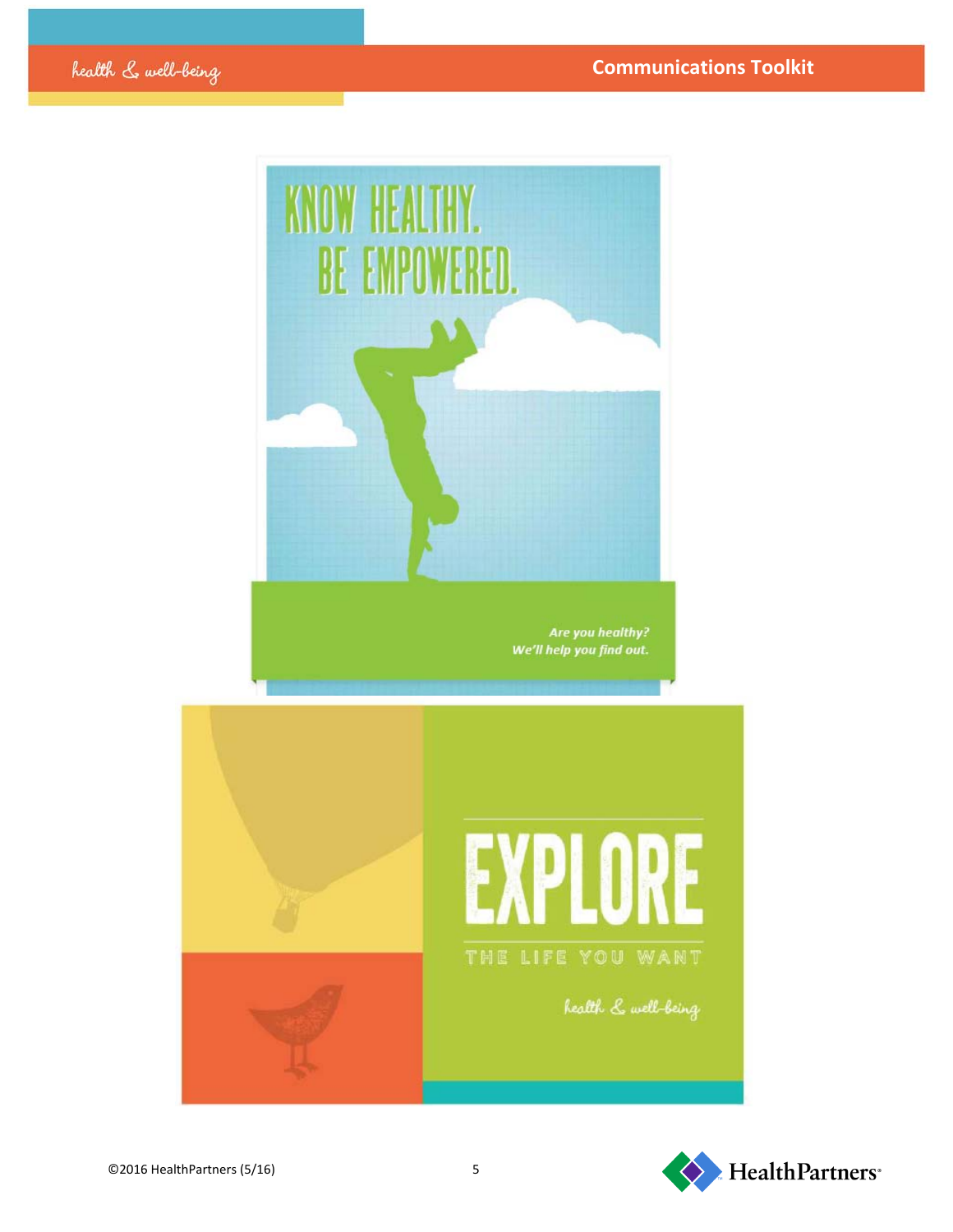KNOW HEALTHY.
BE EMPOWERED.

*Are you healthy?*
*We'll help you find out.*

EXPLORE

THE LIFE YOU WANT

health & well-being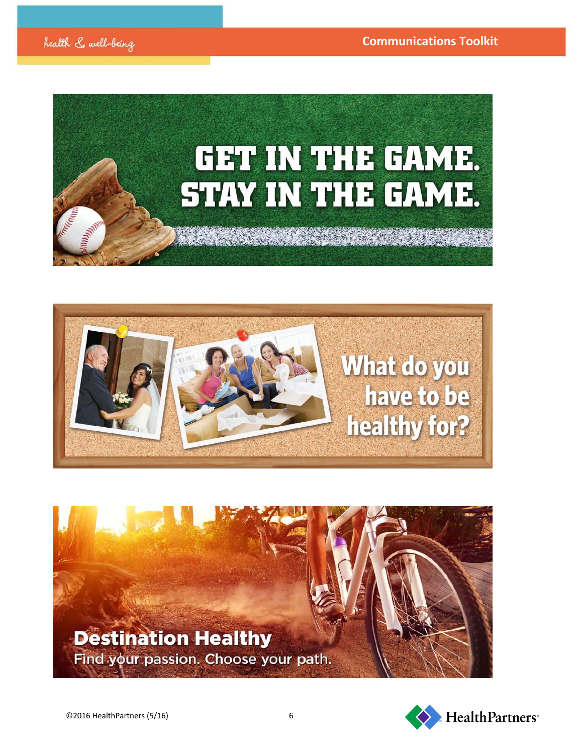GET IN THE GAME.
STAY IN THE GAME.

What do you have to be healthy for?

Destination Healthy

Find your passion. Choose your path.